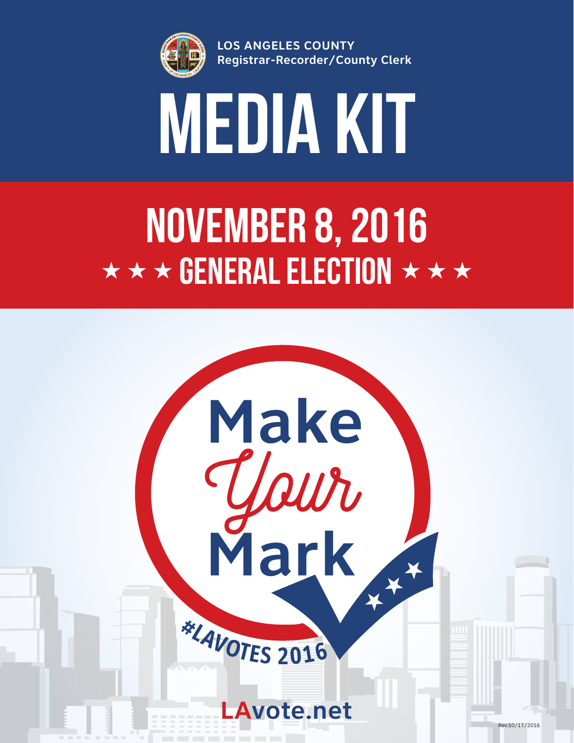LOS ANGELES COUNTY
Registrar-Recorder/County Clerk

# MEDIA KIT

## NOVEMBER 8, 2016
## ★ ★ ★ GENERAL ELECTION ★ ★ ★

Make *Your* Mark

#LAVOTES 2016

LAvote.net

Rev.10/17/2016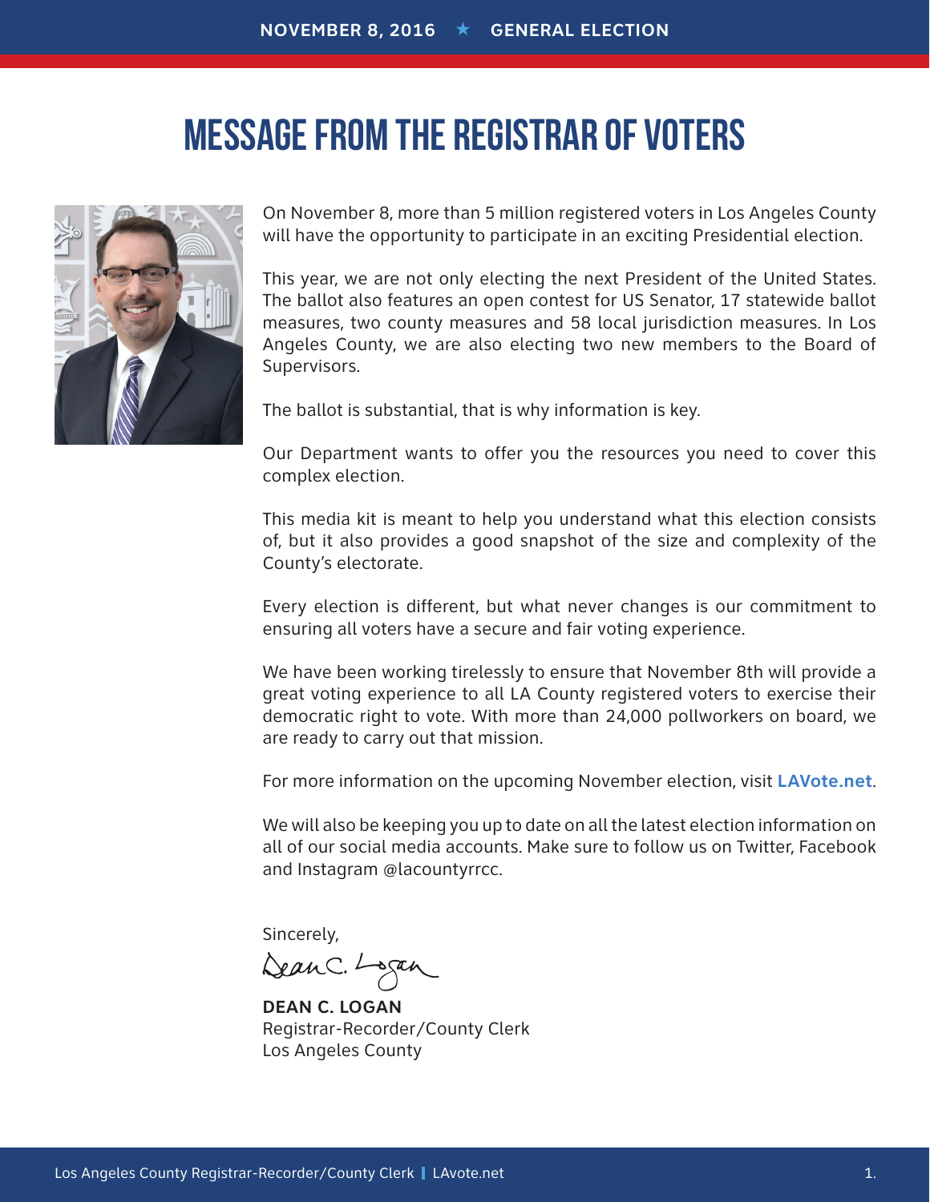# MESSAGE FROM THE REGISTRAR OF VOTERS

On November 8, more than 5 million registered voters in Los Angeles County will have the opportunity to participate in an exciting Presidential election.

This year, we are not only electing the next President of the United States. The ballot also features an open contest for US Senator, 17 statewide ballot measures, two county measures and 58 local jurisdiction measures. In Los Angeles County, we are also electing two new members to the Board of Supervisors.

The ballot is substantial, that is why information is key.

Our Department wants to offer you the resources you need to cover this complex election.

This media kit is meant to help you understand what this election consists of, but it also provides a good snapshot of the size and complexity of the County's electorate.

Every election is different, but what never changes is our commitment to ensuring all voters have a secure and fair voting experience.

We have been working tirelessly to ensure that November 8th will provide a great voting experience to all LA County registered voters to exercise their democratic right to vote. With more than 24,000 pollworkers on board, we are ready to carry out that mission.

For more information on the upcoming November election, visit **LAVote.net**.

We will also be keeping you up to date on all the latest election information on all of our social media accounts. Make sure to follow us on Twitter, Facebook and Instagram @lacountyrrcc.

Sincerely,

**DEAN C. LOGAN**
Registrar-Recorder/County Clerk
Los Angeles County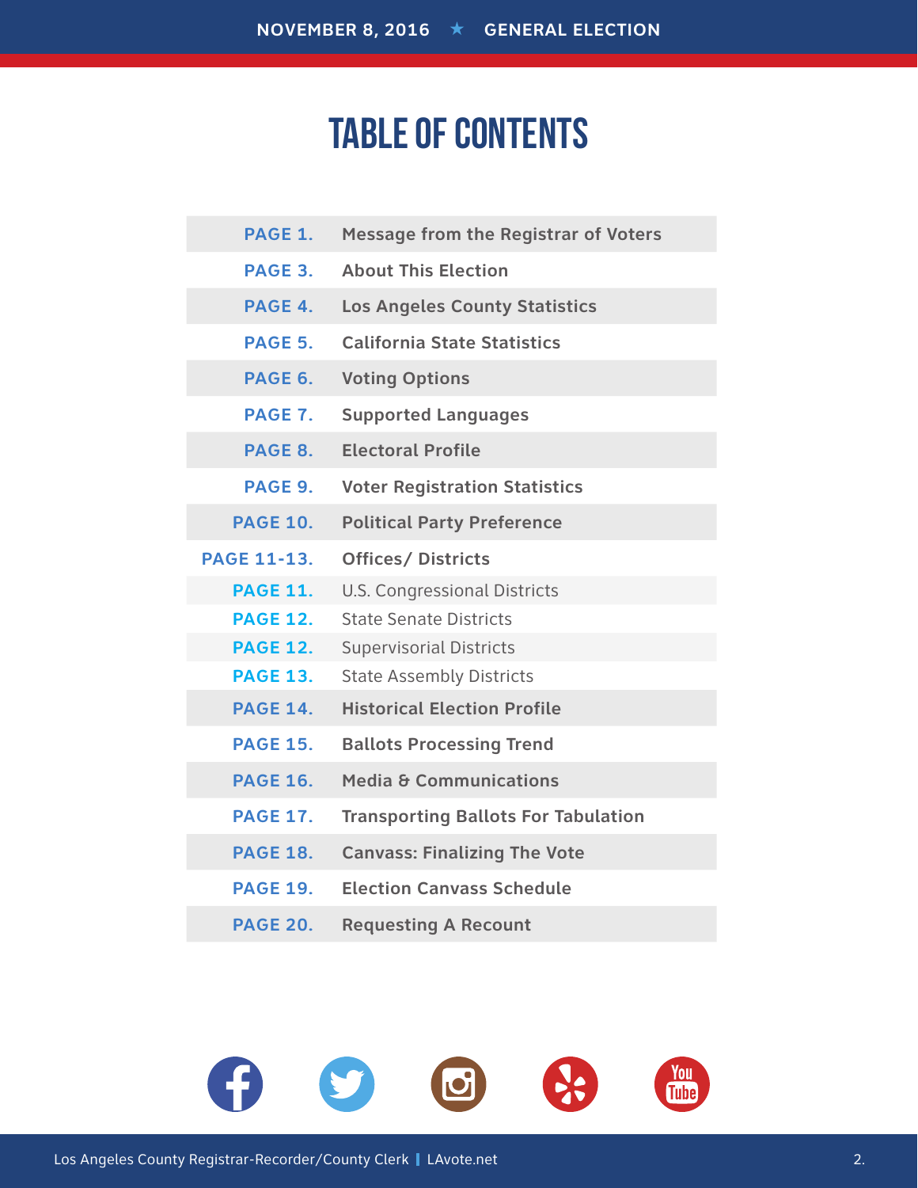# TABLE OF CONTENTS

| Page | Section |
|---|---|
| PAGE 1. | Message from the Registrar of Voters |
| PAGE 3. | About This Election |
| PAGE 4. | Los Angeles County Statistics |
| PAGE 5. | California State Statistics |
| PAGE 6. | Voting Options |
| PAGE 7. | Supported Languages |
| PAGE 8. | Electoral Profile |
| PAGE 9. | Voter Registration Statistics |
| PAGE 10. | Political Party Preference |
| PAGE 11-13. | Offices/ Districts |
| PAGE 11. | U.S. Congressional Districts |
| PAGE 12. | State Senate Districts |
| PAGE 12. | Supervisorial Districts |
| PAGE 13. | State Assembly Districts |
| PAGE 14. | Historical Election Profile |
| PAGE 15. | Ballots Processing Trend |
| PAGE 16. | Media & Communications |
| PAGE 17. | Transporting Ballots For Tabulation |
| PAGE 18. | Canvass: Finalizing The Vote |
| PAGE 19. | Election Canvass Schedule |
| PAGE 20. | Requesting A Recount |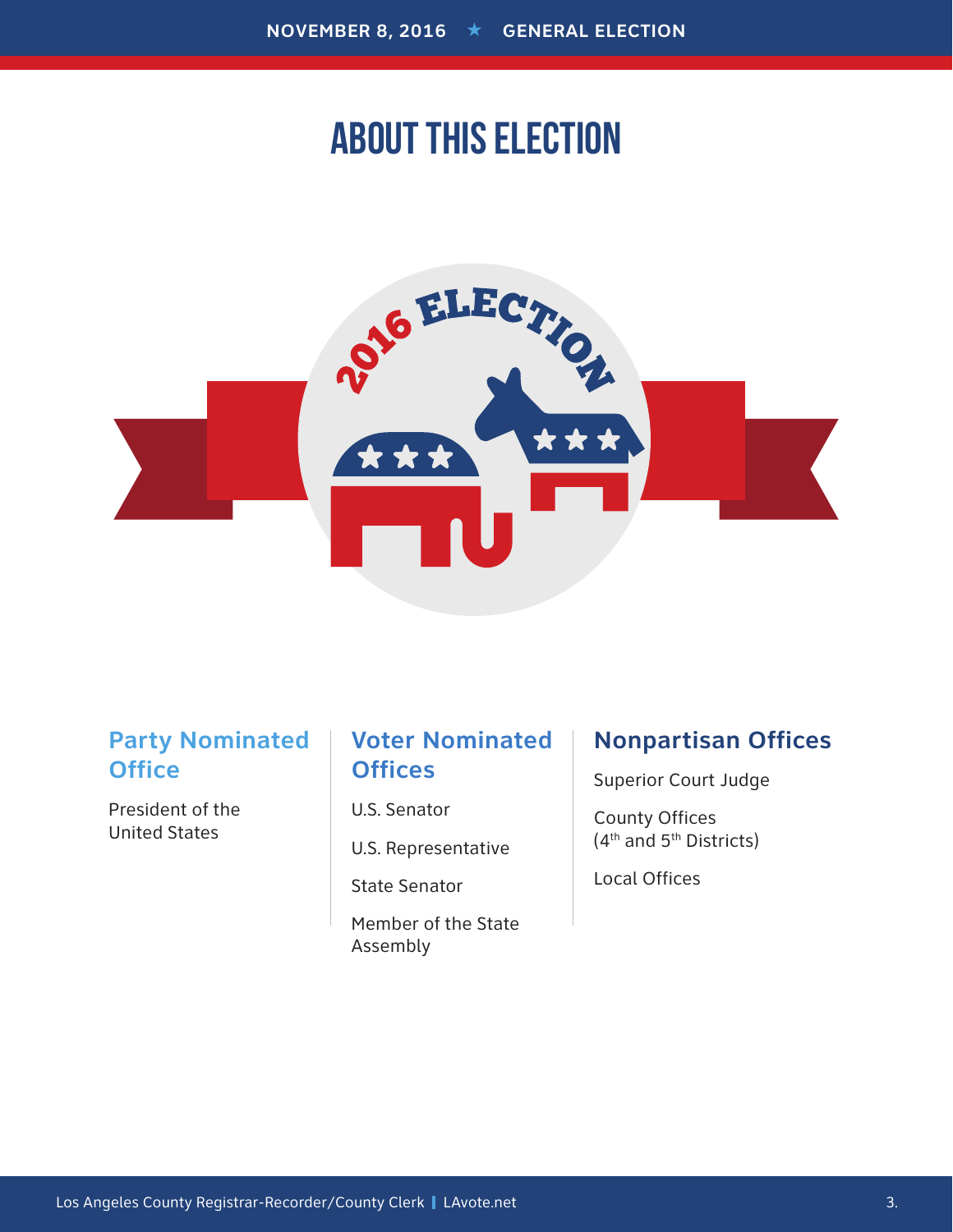# ABOUT THIS ELECTION

### Party Nominated Office

President of the United States

### Voter Nominated Offices

U.S. Senator

U.S. Representative

State Senator

Member of the State Assembly

### Nonpartisan Offices

Superior Court Judge

County Offices
(4th and 5th Districts)

Local Offices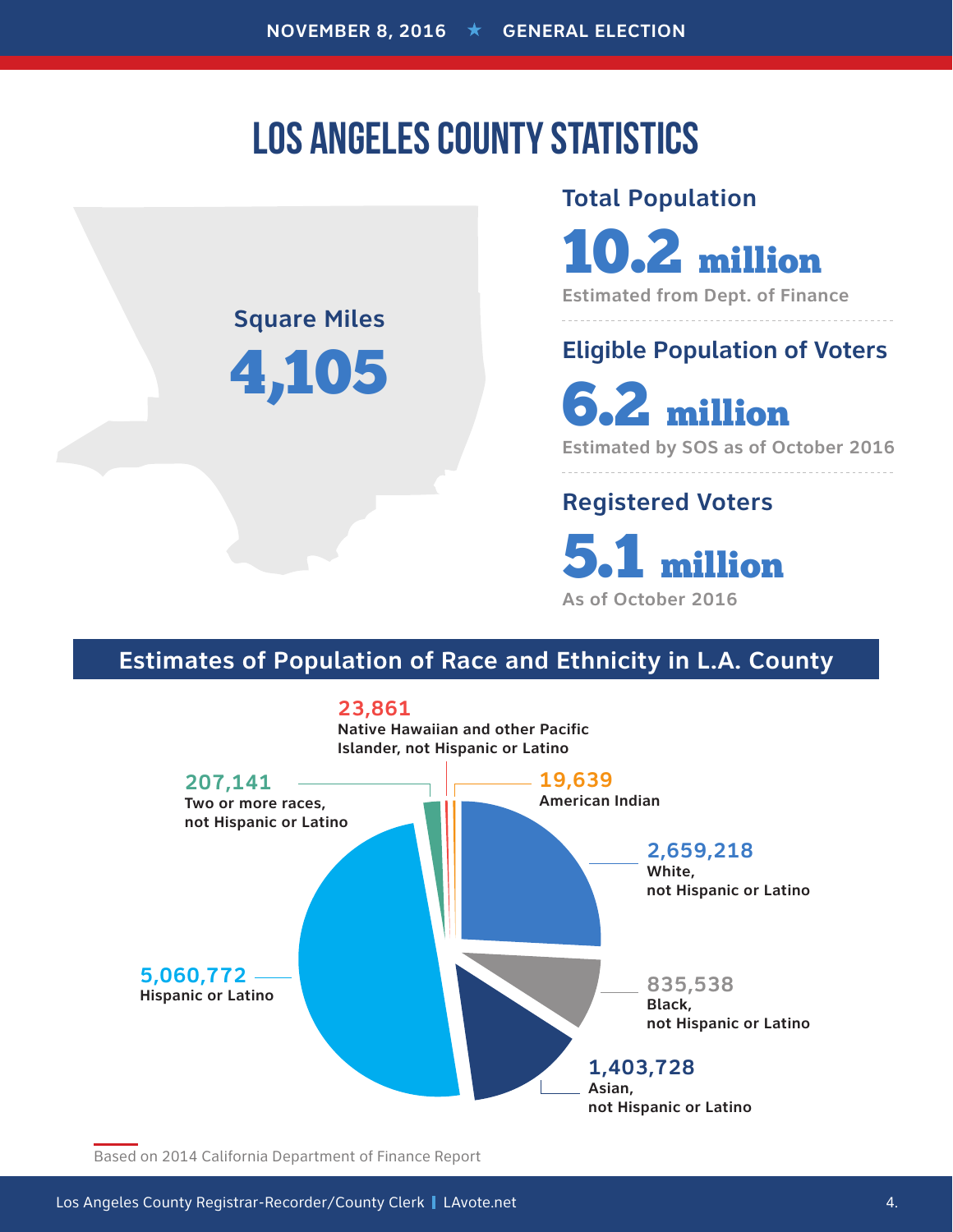# LOS ANGELES COUNTY STATISTICS

**Square Miles**

**4,105**

**Total Population**

**10.2 million**

Estimated from Dept. of Finance

**Eligible Population of Voters**

**6.2 million**

Estimated by SOS as of October 2016

**Registered Voters**

**5.1 million**

As of October 2016

## Estimates of Population of Race and Ethnicity in L.A. County

- **23,861** Native Hawaiian and other Pacific Islander, not Hispanic or Latino
- **19,639** American Indian
- **207,141** Two or more races, not Hispanic or Latino
- **2,659,218** White, not Hispanic or Latino
- **835,538** Black, not Hispanic or Latino
- **1,403,728** Asian, not Hispanic or Latino
- **5,060,772** Hispanic or Latino

Based on 2014 California Department of Finance Report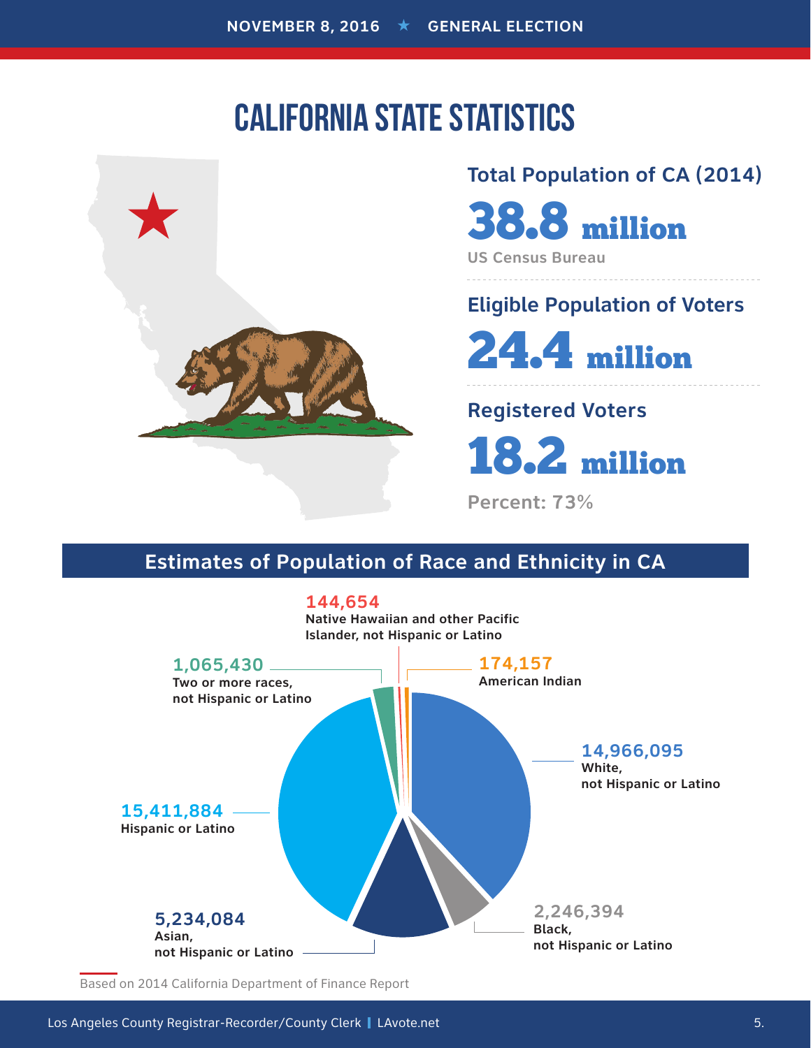# CALIFORNIA STATE STATISTICS

**Total Population of CA (2014)**

**38.8 million**

US Census Bureau

**Eligible Population of Voters**

**24.4 million**

**Registered Voters**

**18.2 million**

Percent: 73%

## Estimates of Population of Race and Ethnicity in CA

**144,654**
Native Hawaiian and other Pacific Islander, not Hispanic or Latino

**174,157**
American Indian

**1,065,430**
Two or more races, not Hispanic or Latino

**14,966,095**
White, not Hispanic or Latino

**15,411,884**
Hispanic or Latino

**5,234,084**
Asian, not Hispanic or Latino

**2,246,394**
Black, not Hispanic or Latino

Based on 2014 California Department of Finance Report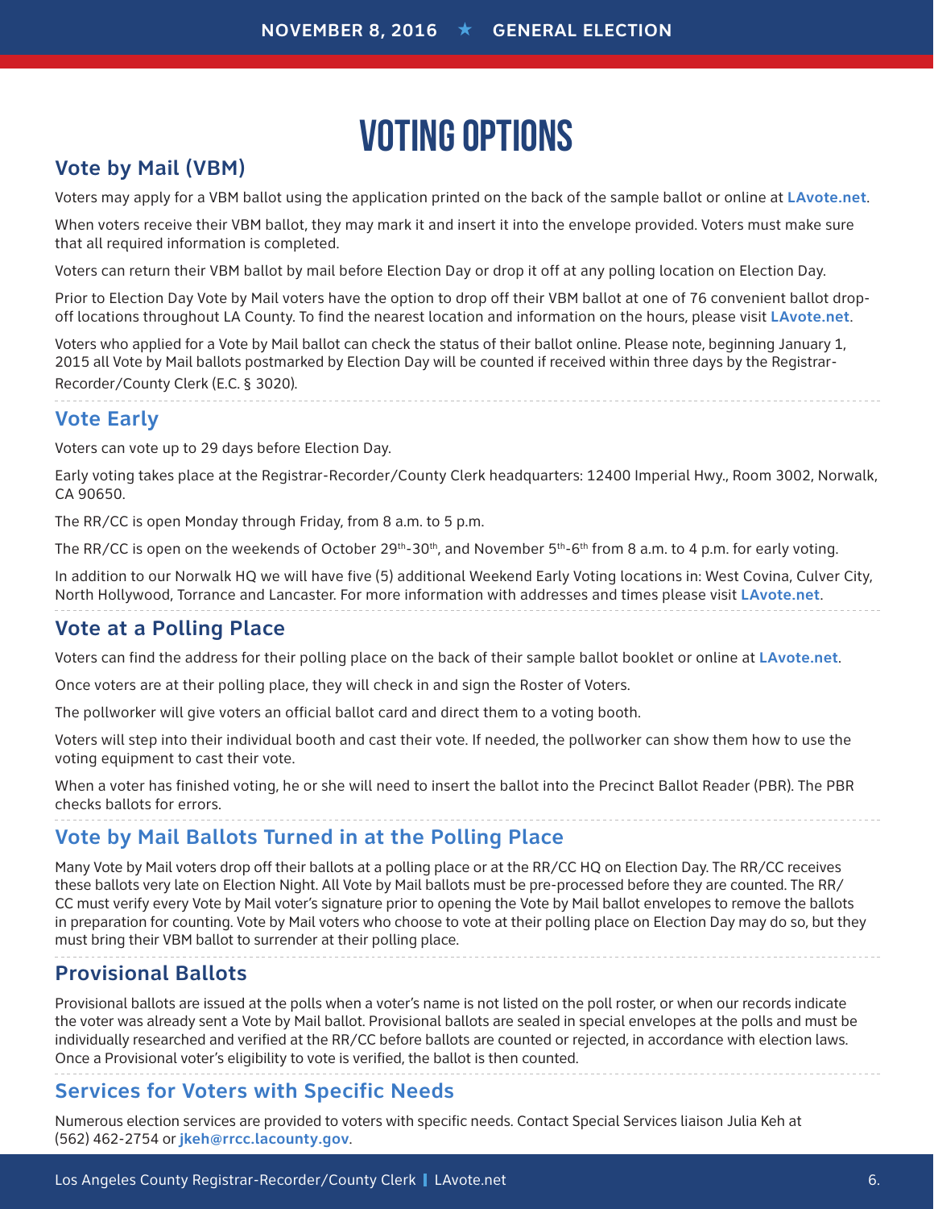# VOTING OPTIONS

## Vote by Mail (VBM)

Voters may apply for a VBM ballot using the application printed on the back of the sample ballot or online at **LAvote.net**.

When voters receive their VBM ballot, they may mark it and insert it into the envelope provided. Voters must make sure that all required information is completed.

Voters can return their VBM ballot by mail before Election Day or drop it off at any polling location on Election Day.

Prior to Election Day Vote by Mail voters have the option to drop off their VBM ballot at one of 76 convenient ballot drop-off locations throughout LA County. To find the nearest location and information on the hours, please visit **LAvote.net**.

Voters who applied for a Vote by Mail ballot can check the status of their ballot online. Please note, beginning January 1, 2015 all Vote by Mail ballots postmarked by Election Day will be counted if received within three days by the Registrar-Recorder/County Clerk (E.C. § 3020).

## Vote Early

Voters can vote up to 29 days before Election Day.

Early voting takes place at the Registrar-Recorder/County Clerk headquarters: 12400 Imperial Hwy., Room 3002, Norwalk, CA 90650.

The RR/CC is open Monday through Friday, from 8 a.m. to 5 p.m.

The RR/CC is open on the weekends of October 29th-30th, and November 5th-6th from 8 a.m. to 4 p.m. for early voting.

In addition to our Norwalk HQ we will have five (5) additional Weekend Early Voting locations in: West Covina, Culver City, North Hollywood, Torrance and Lancaster. For more information with addresses and times please visit **LAvote.net**.

## Vote at a Polling Place

Voters can find the address for their polling place on the back of their sample ballot booklet or online at **LAvote.net**.

Once voters are at their polling place, they will check in and sign the Roster of Voters.

The pollworker will give voters an official ballot card and direct them to a voting booth.

Voters will step into their individual booth and cast their vote. If needed, the pollworker can show them how to use the voting equipment to cast their vote.

When a voter has finished voting, he or she will need to insert the ballot into the Precinct Ballot Reader (PBR). The PBR checks ballots for errors.

## Vote by Mail Ballots Turned in at the Polling Place

Many Vote by Mail voters drop off their ballots at a polling place or at the RR/CC HQ on Election Day. The RR/CC receives these ballots very late on Election Night. All Vote by Mail ballots must be pre-processed before they are counted. The RR/CC must verify every Vote by Mail voter's signature prior to opening the Vote by Mail ballot envelopes to remove the ballots in preparation for counting. Vote by Mail voters who choose to vote at their polling place on Election Day may do so, but they must bring their VBM ballot to surrender at their polling place.

## Provisional Ballots

Provisional ballots are issued at the polls when a voter's name is not listed on the poll roster, or when our records indicate the voter was already sent a Vote by Mail ballot. Provisional ballots are sealed in special envelopes at the polls and must be individually researched and verified at the RR/CC before ballots are counted or rejected, in accordance with election laws. Once a Provisional voter's eligibility to vote is verified, the ballot is then counted.

## Services for Voters with Specific Needs

Numerous election services are provided to voters with specific needs. Contact Special Services liaison Julia Keh at (562) 462-2754 or **jkeh@rrcc.lacounty.gov**.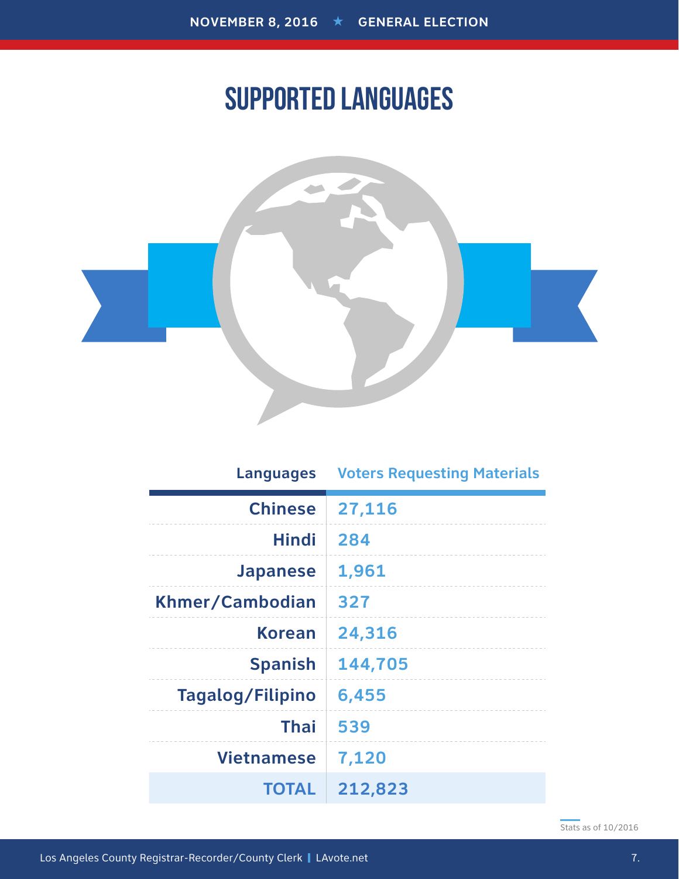# SUPPORTED LANGUAGES

| Languages | Voters Requesting Materials |
| --- | --- |
| Chinese | 27,116 |
| Hindi | 284 |
| Japanese | 1,961 |
| Khmer/Cambodian | 327 |
| Korean | 24,316 |
| Spanish | 144,705 |
| Tagalog/Filipino | 6,455 |
| Thai | 539 |
| Vietnamese | 7,120 |
| TOTAL | 212,823 |

Stats as of 10/2016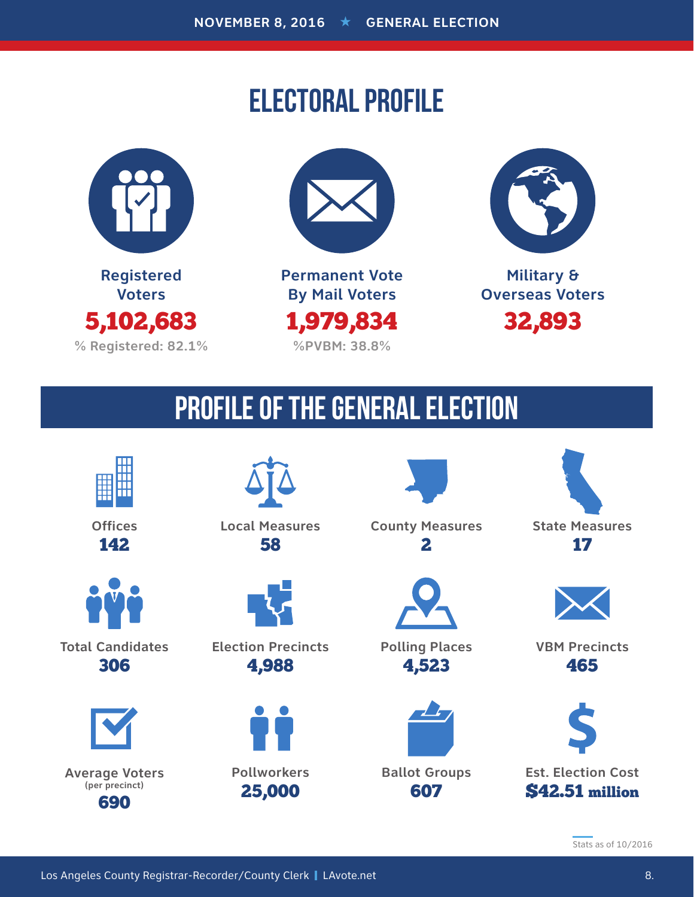NOVEMBER 8, 2016 ★ GENERAL ELECTION

# ELECTORAL PROFILE

**Registered Voters**
**5,102,683**
% Registered: 82.1%

**Permanent Vote By Mail Voters**
**1,979,834**
%PVBM: 38.8%

**Military & Overseas Voters**
**32,893**

## PROFILE OF THE GENERAL ELECTION

Offices
**142**

Local Measures
**58**

County Measures
**2**

State Measures
**17**

Total Candidates
**306**

Election Precincts
**4,988**

Polling Places
**4,523**

VBM Precincts
**465**

Average Voters (per precinct)
**690**

Pollworkers
**25,000**

Ballot Groups
**607**

Est. Election Cost
**$42.51 million**

Stats as of 10/2016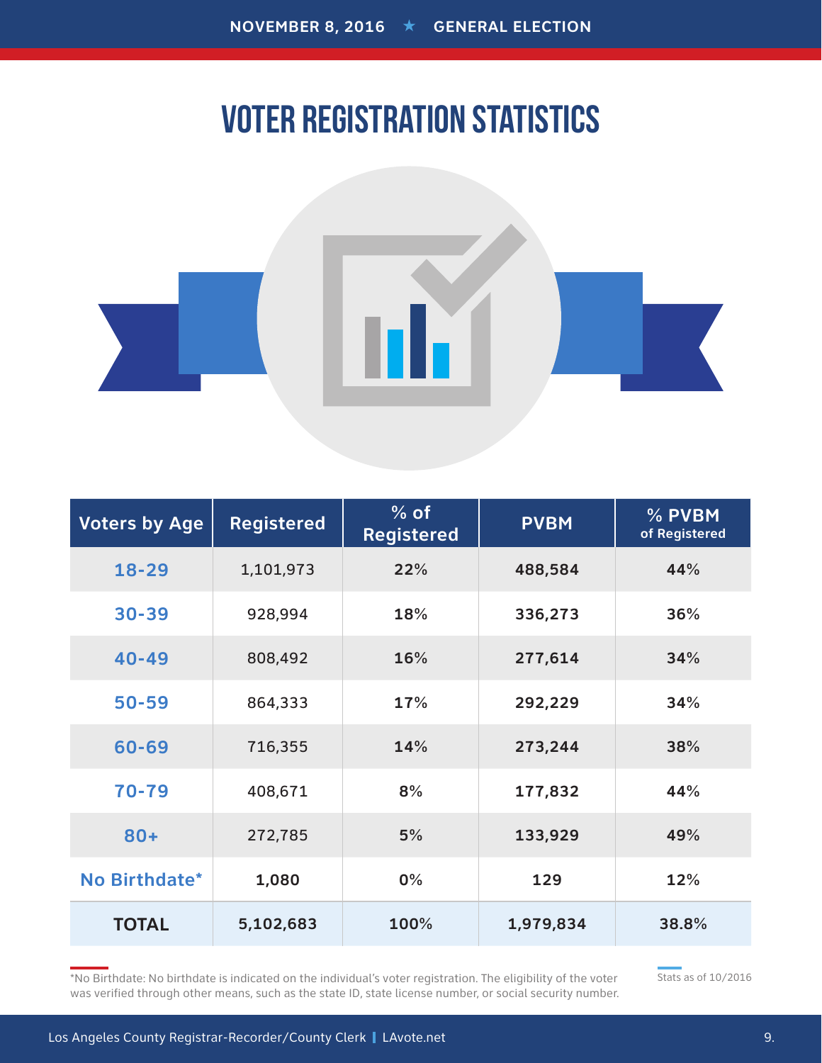NOVEMBER 8, 2016 ★ GENERAL ELECTION

# VOTER REGISTRATION STATISTICS

| Voters by Age | Registered | % of Registered | PVBM | % PVBM of Registered |
|---|---|---|---|---|
| 18-29 | 1,101,973 | 22% | 488,584 | 44% |
| 30-39 | 928,994 | 18% | 336,273 | 36% |
| 40-49 | 808,492 | 16% | 277,614 | 34% |
| 50-59 | 864,333 | 17% | 292,229 | 34% |
| 60-69 | 716,355 | 14% | 273,244 | 38% |
| 70-79 | 408,671 | 8% | 177,832 | 44% |
| 80+ | 272,785 | 5% | 133,929 | 49% |
| No Birthdate* | 1,080 | 0% | 129 | 12% |
| **TOTAL** | **5,102,683** | **100%** | **1,979,834** | **38.8%** |

*No Birthdate: No birthdate is indicated on the individual's voter registration. The eligibility of the voter was verified through other means, such as the state ID, state license number, or social security number.

Stats as of 10/2016

Los Angeles County Registrar-Recorder/County Clerk | LAvote.net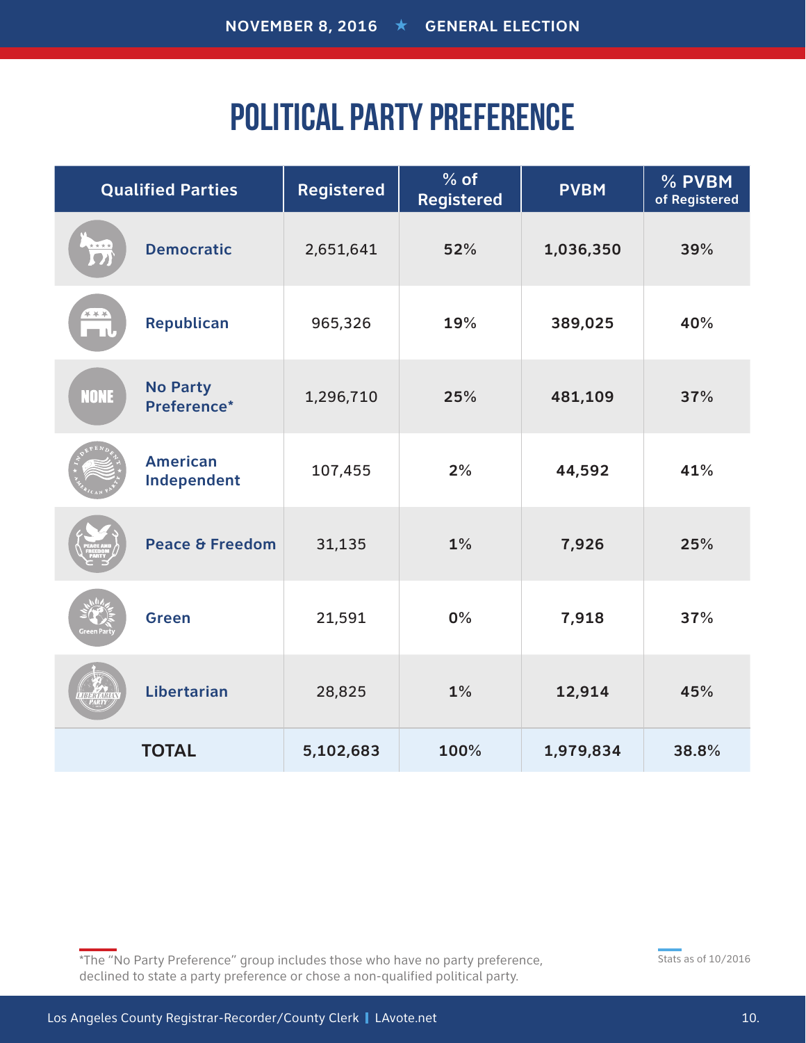# POLITICAL PARTY PREFERENCE

| Qualified Parties | Registered | % of Registered | PVBM | % PVBM of Registered |
|---|---|---|---|---|
| Democratic | 2,651,641 | 52% | 1,036,350 | 39% |
| Republican | 965,326 | 19% | 389,025 | 40% |
| No Party Preference* | 1,296,710 | 25% | 481,109 | 37% |
| American Independent | 107,455 | 2% | 44,592 | 41% |
| Peace & Freedom | 31,135 | 1% | 7,926 | 25% |
| Green | 21,591 | 0% | 7,918 | 37% |
| Libertarian | 28,825 | 1% | 12,914 | 45% |
| **TOTAL** | **5,102,683** | **100%** | **1,979,834** | **38.8%** |

*The "No Party Preference" group includes those who have no party preference, declined to state a party preference or chose a non-qualified political party.

Stats as of 10/2016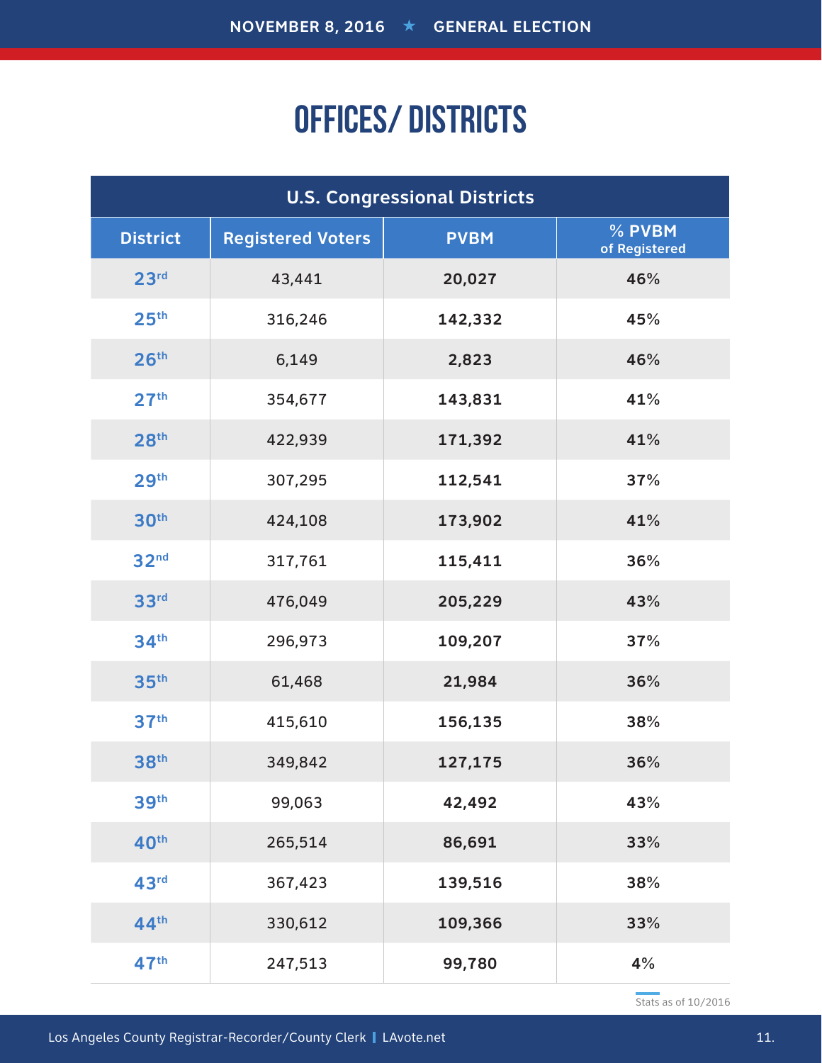# OFFICES/ DISTRICTS

| U.S. Congressional Districts | | | |
|---|---|---|---|
| **District** | **Registered Voters** | **PVBM** | **% PVBM of Registered** |
| 23rd | 43,441 | **20,027** | **46%** |
| 25th | 316,246 | **142,332** | **45%** |
| 26th | 6,149 | **2,823** | **46%** |
| 27th | 354,677 | **143,831** | **41%** |
| 28th | 422,939 | **171,392** | **41%** |
| 29th | 307,295 | **112,541** | **37%** |
| 30th | 424,108 | **173,902** | **41%** |
| 32nd | 317,761 | **115,411** | **36%** |
| 33rd | 476,049 | **205,229** | **43%** |
| 34th | 296,973 | **109,207** | **37%** |
| 35th | 61,468 | **21,984** | **36%** |
| 37th | 415,610 | **156,135** | **38%** |
| 38th | 349,842 | **127,175** | **36%** |
| 39th | 99,063 | **42,492** | **43%** |
| 40th | 265,514 | **86,691** | **33%** |
| 43rd | 367,423 | **139,516** | **38%** |
| 44th | 330,612 | **109,366** | **33%** |
| 47th | 247,513 | **99,780** | **4%** |

Stats as of 10/2016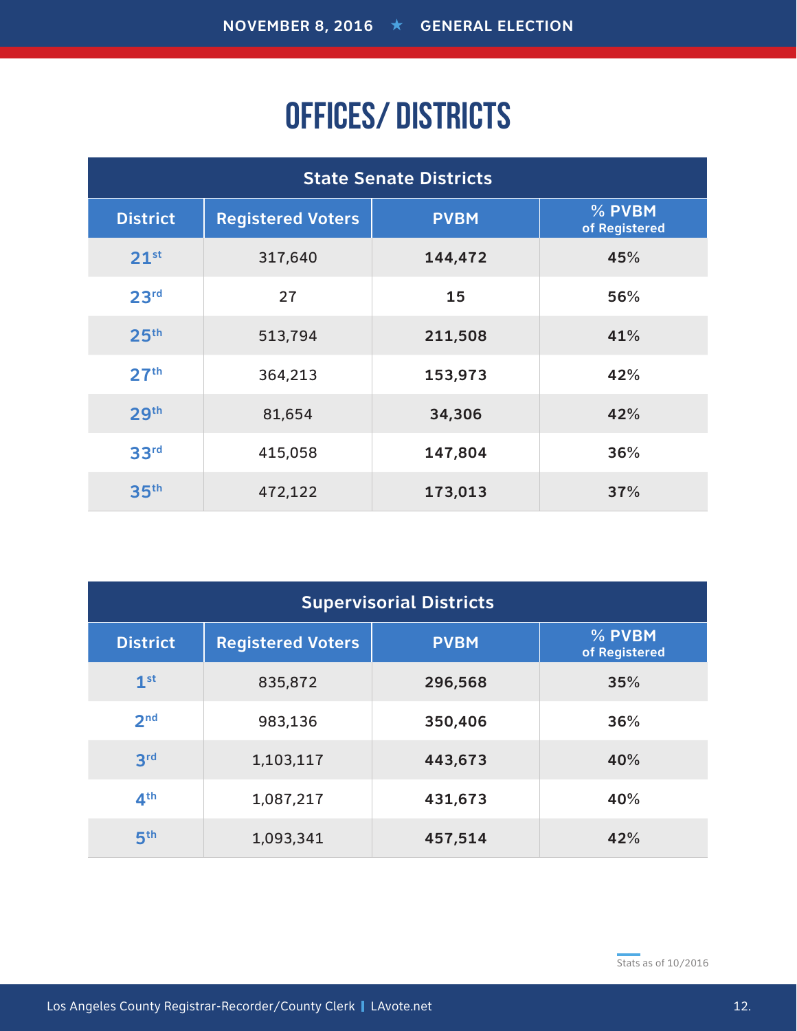# OFFICES/ DISTRICTS

| State Senate Districts | | | |
|---|---|---|---|
| District | Registered Voters | PVBM | % PVBM of Registered |
| 21st | 317,640 | **144,472** | **45%** |
| 23rd | 27 | **15** | **56%** |
| 25th | 513,794 | **211,508** | **41%** |
| 27th | 364,213 | **153,973** | **42%** |
| 29th | 81,654 | **34,306** | **42%** |
| 33rd | 415,058 | **147,804** | **36%** |
| 35th | 472,122 | **173,013** | **37%** |

| Supervisorial Districts | | | |
|---|---|---|---|
| District | Registered Voters | PVBM | % PVBM of Registered |
| 1st | 835,872 | **296,568** | **35%** |
| 2nd | 983,136 | **350,406** | **36%** |
| 3rd | 1,103,117 | **443,673** | **40%** |
| 4th | 1,087,217 | **431,673** | **40%** |
| 5th | 1,093,341 | **457,514** | **42%** |

Stats as of 10/2016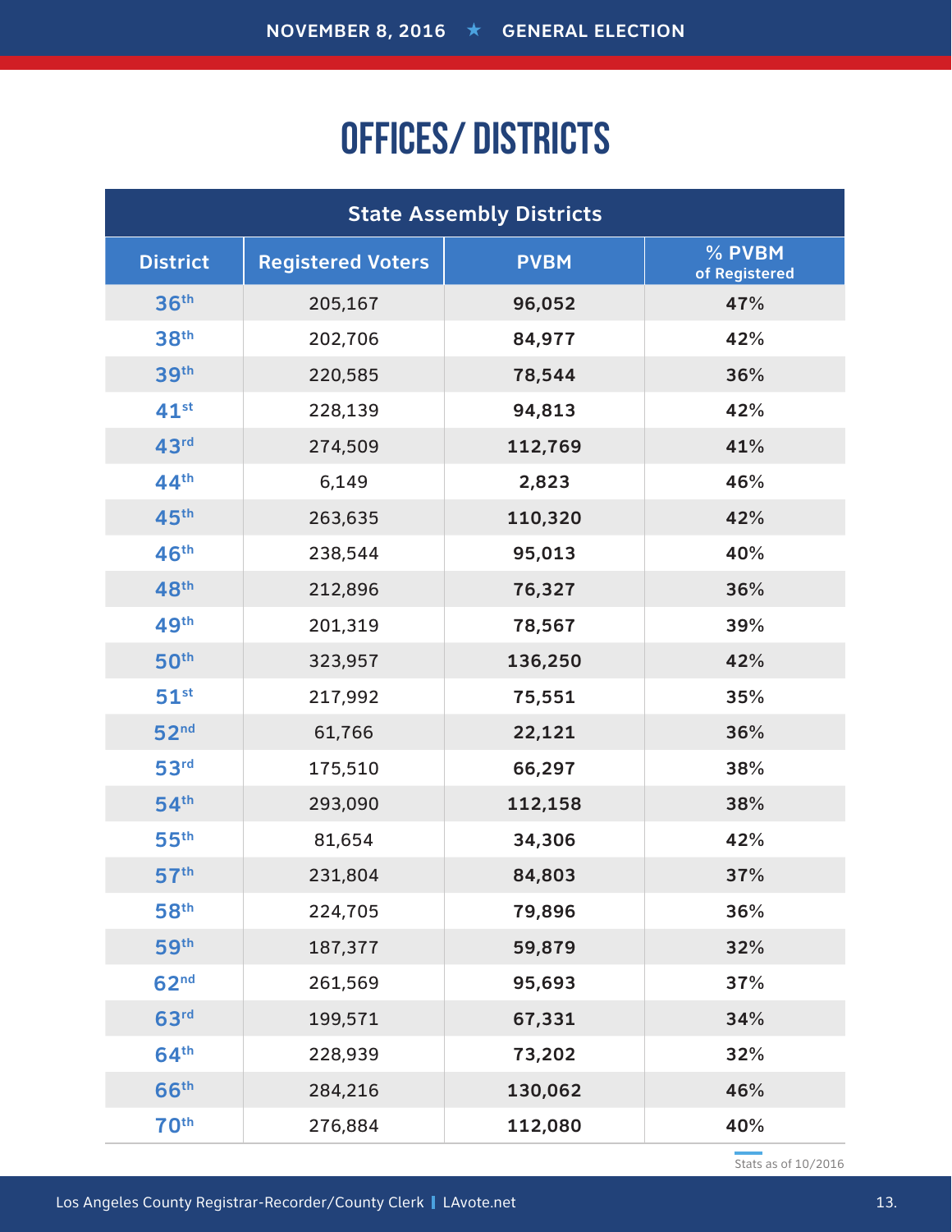# OFFICES/ DISTRICTS

| State Assembly Districts | | | |
|---|---|---|---|
| District | Registered Voters | PVBM | % PVBM of Registered |
| 36th | 205,167 | 96,052 | 47% |
| 38th | 202,706 | 84,977 | 42% |
| 39th | 220,585 | 78,544 | 36% |
| 41st | 228,139 | 94,813 | 42% |
| 43rd | 274,509 | 112,769 | 41% |
| 44th | 6,149 | 2,823 | 46% |
| 45th | 263,635 | 110,320 | 42% |
| 46th | 238,544 | 95,013 | 40% |
| 48th | 212,896 | 76,327 | 36% |
| 49th | 201,319 | 78,567 | 39% |
| 50th | 323,957 | 136,250 | 42% |
| 51st | 217,992 | 75,551 | 35% |
| 52nd | 61,766 | 22,121 | 36% |
| 53rd | 175,510 | 66,297 | 38% |
| 54th | 293,090 | 112,158 | 38% |
| 55th | 81,654 | 34,306 | 42% |
| 57th | 231,804 | 84,803 | 37% |
| 58th | 224,705 | 79,896 | 36% |
| 59th | 187,377 | 59,879 | 32% |
| 62nd | 261,569 | 95,693 | 37% |
| 63rd | 199,571 | 67,331 | 34% |
| 64th | 228,939 | 73,202 | 32% |
| 66th | 284,216 | 130,062 | 46% |
| 70th | 276,884 | 112,080 | 40% |

Stats as of 10/2016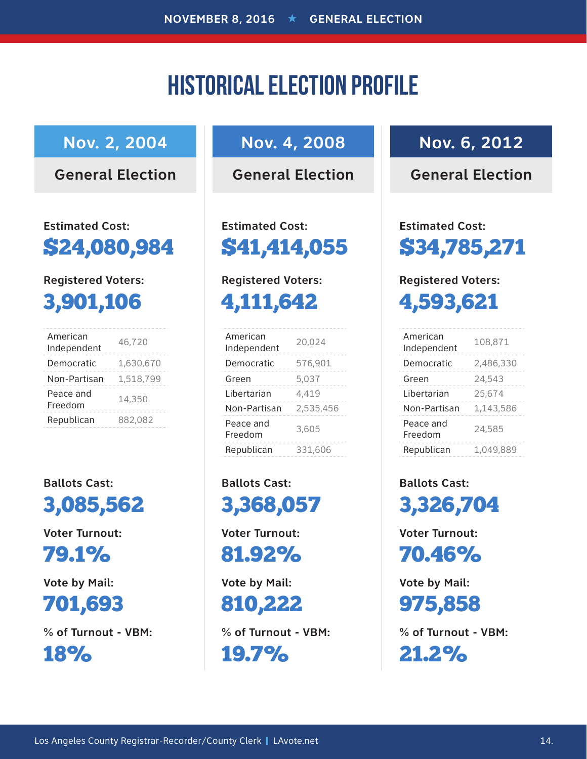# HISTORICAL ELECTION PROFILE

## Nov. 2, 2004

### General Election

**Estimated Cost:**

**$24,080,984**

**Registered Voters:**

**3,901,106**

| | |
|---|---|
| American Independent | 46,720 |
| Democratic | 1,630,670 |
| Non-Partisan | 1,518,799 |
| Peace and Freedom | 14,350 |
| Republican | 882,082 |

**Ballots Cast:**

**3,085,562**

**Voter Turnout:**

**79.1%**

**Vote by Mail:**

**701,693**

**% of Turnout - VBM:**

**18%**

## Nov. 4, 2008

### General Election

**Estimated Cost:**

**$41,414,055**

**Registered Voters:**

**4,111,642**

| | |
|---|---|
| American Independent | 20,024 |
| Democratic | 576,901 |
| Green | 5,037 |
| Libertarian | 4,419 |
| Non-Partisan | 2,535,456 |
| Peace and Freedom | 3,605 |
| Republican | 331,606 |

**Ballots Cast:**

**3,368,057**

**Voter Turnout:**

**81.92%**

**Vote by Mail:**

**810,222**

**% of Turnout - VBM:**

**19.7%**

## Nov. 6, 2012

### General Election

**Estimated Cost:**

**$34,785,271**

**Registered Voters:**

**4,593,621**

| | |
|---|---|
| American Independent | 108,871 |
| Democratic | 2,486,330 |
| Green | 24,543 |
| Libertarian | 25,674 |
| Non-Partisan | 1,143,586 |
| Peace and Freedom | 24,585 |
| Republican | 1,049,889 |

**Ballots Cast:**

**3,326,704**

**Voter Turnout:**

**70.46%**

**Vote by Mail:**

**975,858**

**% of Turnout - VBM:**

**21.2%**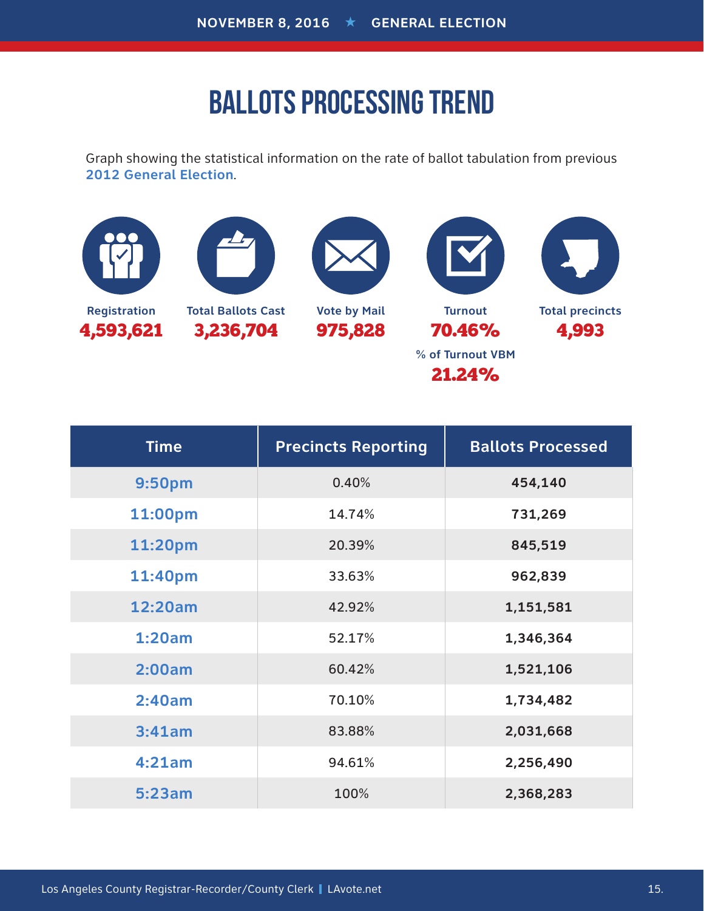NOVEMBER 8, 2016 ★ GENERAL ELECTION

# BALLOTS PROCESSING TREND

Graph showing the statistical information on the rate of ballot tabulation from previous **2012 General Election**.

**Registration**
**4,593,621**

**Total Ballots Cast**
**3,236,704**

**Vote by Mail**
**975,828**

**Turnout**
**70.46%**

**% of Turnout VBM**
**21.24%**

**Total precincts**
**4,993**

| Time | Precincts Reporting | Ballots Processed |
|---|---|---|
| 9:50pm | 0.40% | 454,140 |
| 11:00pm | 14.74% | 731,269 |
| 11:20pm | 20.39% | 845,519 |
| 11:40pm | 33.63% | 962,839 |
| 12:20am | 42.92% | 1,151,581 |
| 1:20am | 52.17% | 1,346,364 |
| 2:00am | 60.42% | 1,521,106 |
| 2:40am | 70.10% | 1,734,482 |
| 3:41am | 83.88% | 2,031,668 |
| 4:21am | 94.61% | 2,256,490 |
| 5:23am | 100% | 2,368,283 |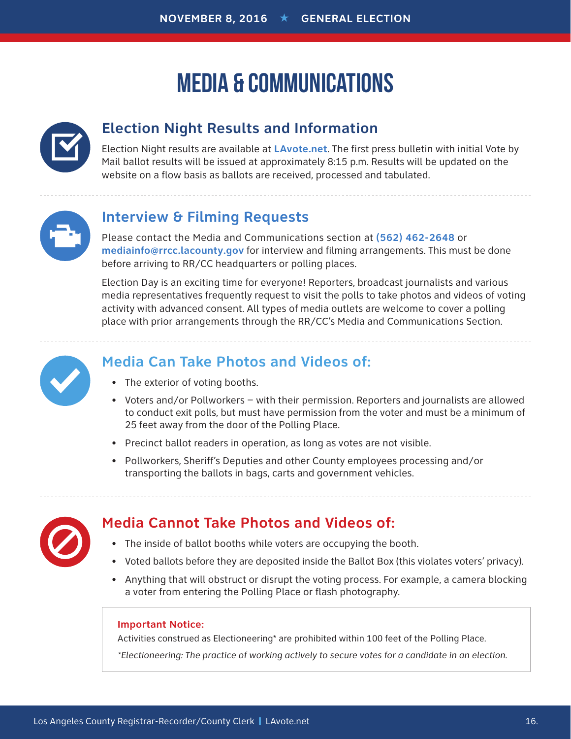# MEDIA & COMMUNICATIONS

## Election Night Results and Information

Election Night results are available at **LAvote.net**. The first press bulletin with initial Vote by Mail ballot results will be issued at approximately 8:15 p.m. Results will be updated on the website on a flow basis as ballots are received, processed and tabulated.

## Interview & Filming Requests

Please contact the Media and Communications section at **(562) 462-2648** or **mediainfo@rrcc.lacounty.gov** for interview and filming arrangements. This must be done before arriving to RR/CC headquarters or polling places.

Election Day is an exciting time for everyone! Reporters, broadcast journalists and various media representatives frequently request to visit the polls to take photos and videos of voting activity with advanced consent. All types of media outlets are welcome to cover a polling place with prior arrangements through the RR/CC's Media and Communications Section.

## Media Can Take Photos and Videos of:

- The exterior of voting booths.
- Voters and/or Pollworkers – with their permission. Reporters and journalists are allowed to conduct exit polls, but must have permission from the voter and must be a minimum of 25 feet away from the door of the Polling Place.
- Precinct ballot readers in operation, as long as votes are not visible.
- Pollworkers, Sheriff's Deputies and other County employees processing and/or transporting the ballots in bags, carts and government vehicles.

## Media Cannot Take Photos and Videos of:

- The inside of ballot booths while voters are occupying the booth.
- Voted ballots before they are deposited inside the Ballot Box (this violates voters' privacy).
- Anything that will obstruct or disrupt the voting process. For example, a camera blocking a voter from entering the Polling Place or flash photography.

**Important Notice:**

Activities construed as Electioneering* are prohibited within 100 feet of the Polling Place.

*\*Electioneering: The practice of working actively to secure votes for a candidate in an election.*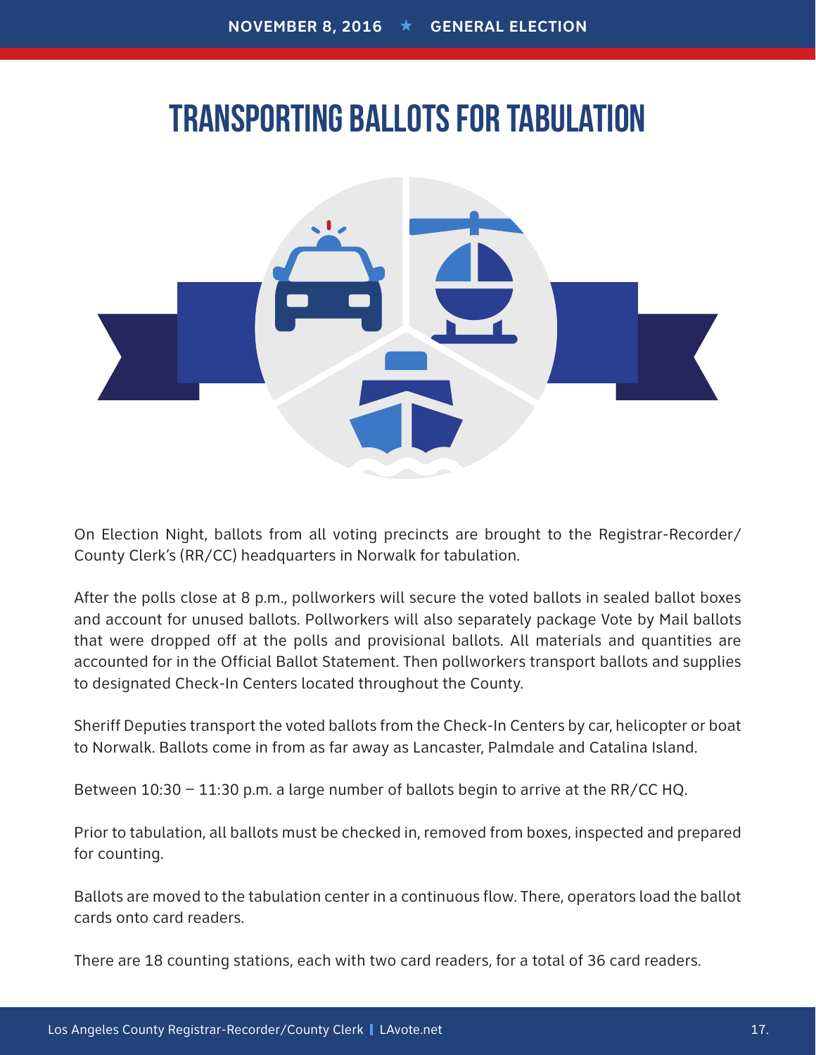# TRANSPORTING BALLOTS FOR TABULATION

On Election Night, ballots from all voting precincts are brought to the Registrar-Recorder/County Clerk's (RR/CC) headquarters in Norwalk for tabulation.

After the polls close at 8 p.m., pollworkers will secure the voted ballots in sealed ballot boxes and account for unused ballots. Pollworkers will also separately package Vote by Mail ballots that were dropped off at the polls and provisional ballots. All materials and quantities are accounted for in the Official Ballot Statement. Then pollworkers transport ballots and supplies to designated Check-In Centers located throughout the County.

Sheriff Deputies transport the voted ballots from the Check-In Centers by car, helicopter or boat to Norwalk. Ballots come in from as far away as Lancaster, Palmdale and Catalina Island.

Between 10:30 – 11:30 p.m. a large number of ballots begin to arrive at the RR/CC HQ.

Prior to tabulation, all ballots must be checked in, removed from boxes, inspected and prepared for counting.

Ballots are moved to the tabulation center in a continuous flow. There, operators load the ballot cards onto card readers.

There are 18 counting stations, each with two card readers, for a total of 36 card readers.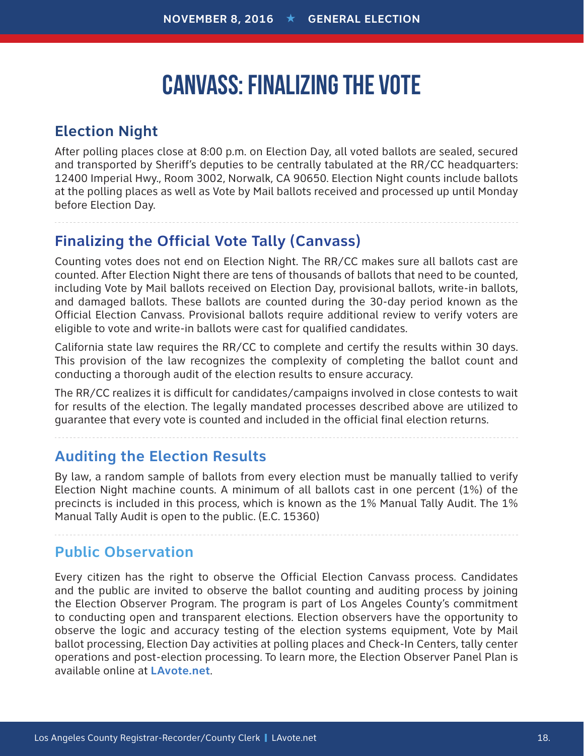# CANVASS: FINALIZING THE VOTE

## Election Night

After polling places close at 8:00 p.m. on Election Day, all voted ballots are sealed, secured and transported by Sheriff's deputies to be centrally tabulated at the RR/CC headquarters: 12400 Imperial Hwy., Room 3002, Norwalk, CA 90650. Election Night counts include ballots at the polling places as well as Vote by Mail ballots received and processed up until Monday before Election Day.

## Finalizing the Official Vote Tally (Canvass)

Counting votes does not end on Election Night. The RR/CC makes sure all ballots cast are counted. After Election Night there are tens of thousands of ballots that need to be counted, including Vote by Mail ballots received on Election Day, provisional ballots, write-in ballots, and damaged ballots. These ballots are counted during the 30-day period known as the Official Election Canvass. Provisional ballots require additional review to verify voters are eligible to vote and write-in ballots were cast for qualified candidates.

California state law requires the RR/CC to complete and certify the results within 30 days. This provision of the law recognizes the complexity of completing the ballot count and conducting a thorough audit of the election results to ensure accuracy.

The RR/CC realizes it is difficult for candidates/campaigns involved in close contests to wait for results of the election. The legally mandated processes described above are utilized to guarantee that every vote is counted and included in the official final election returns.

## Auditing the Election Results

By law, a random sample of ballots from every election must be manually tallied to verify Election Night machine counts. A minimum of all ballots cast in one percent (1%) of the precincts is included in this process, which is known as the 1% Manual Tally Audit. The 1% Manual Tally Audit is open to the public. (E.C. 15360)

## Public Observation

Every citizen has the right to observe the Official Election Canvass process. Candidates and the public are invited to observe the ballot counting and auditing process by joining the Election Observer Program. The program is part of Los Angeles County's commitment to conducting open and transparent elections. Election observers have the opportunity to observe the logic and accuracy testing of the election systems equipment, Vote by Mail ballot processing, Election Day activities at polling places and Check-In Centers, tally center operations and post-election processing. To learn more, the Election Observer Panel Plan is available online at **LAvote.net**.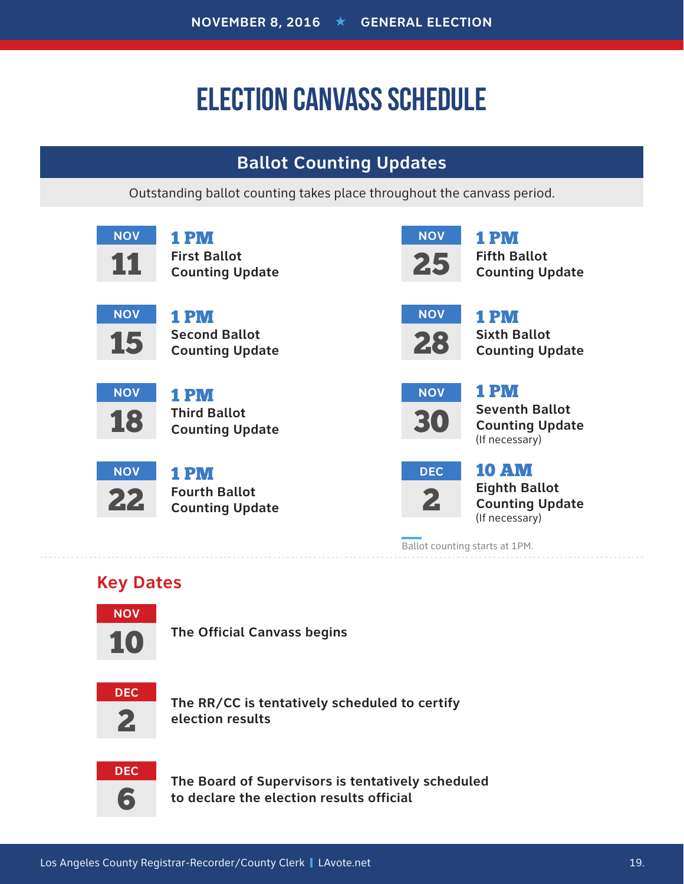# ELECTION CANVASS SCHEDULE

## Ballot Counting Updates

Outstanding ballot counting takes place throughout the canvass period.

- **NOV 11** — **1 PM** First Ballot Counting Update
- **NOV 15** — **1 PM** Second Ballot Counting Update
- **NOV 18** — **1 PM** Third Ballot Counting Update
- **NOV 22** — **1 PM** Fourth Ballot Counting Update
- **NOV 25** — **1 PM** Fifth Ballot Counting Update
- **NOV 28** — **1 PM** Sixth Ballot Counting Update
- **NOV 30** — **1 PM** Seventh Ballot Counting Update (If necessary)
- **DEC 2** — **10 AM** Eighth Ballot Counting Update (If necessary)

Ballot counting starts at 1PM.

## Key Dates

- **NOV 10** — The Official Canvass begins
- **DEC 2** — The RR/CC is tentatively scheduled to certify election results
- **DEC 6** — The Board of Supervisors is tentatively scheduled to declare the election results official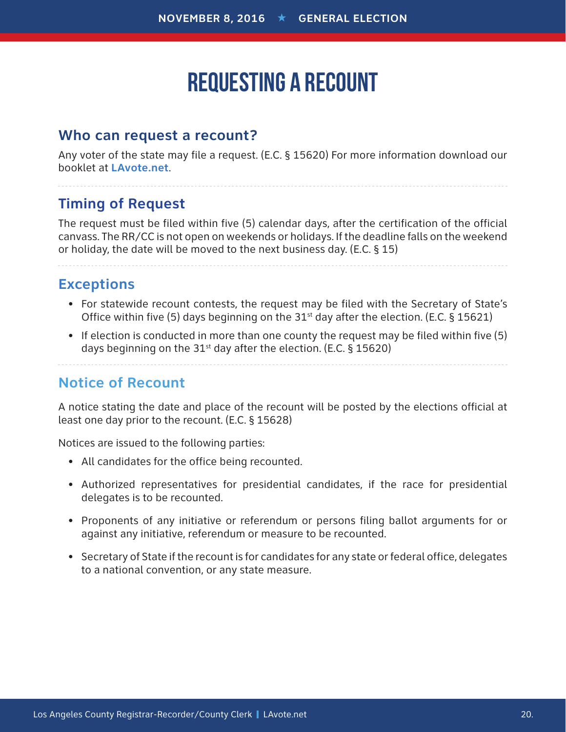# REQUESTING A RECOUNT

## Who can request a recount?

Any voter of the state may file a request. (E.C. § 15620) For more information download our booklet at **LAvote.net**.

## Timing of Request

The request must be filed within five (5) calendar days, after the certification of the official canvass. The RR/CC is not open on weekends or holidays. If the deadline falls on the weekend or holiday, the date will be moved to the next business day. (E.C. § 15)

## Exceptions

- For statewide recount contests, the request may be filed with the Secretary of State's Office within five (5) days beginning on the 31st day after the election. (E.C. § 15621)
- If election is conducted in more than one county the request may be filed within five (5) days beginning on the 31st day after the election. (E.C. § 15620)

## Notice of Recount

A notice stating the date and place of the recount will be posted by the elections official at least one day prior to the recount. (E.C. § 15628)

Notices are issued to the following parties:

- All candidates for the office being recounted.
- Authorized representatives for presidential candidates, if the race for presidential delegates is to be recounted.
- Proponents of any initiative or referendum or persons filing ballot arguments for or against any initiative, referendum or measure to be recounted.
- Secretary of State if the recount is for candidates for any state or federal office, delegates to a national convention, or any state measure.